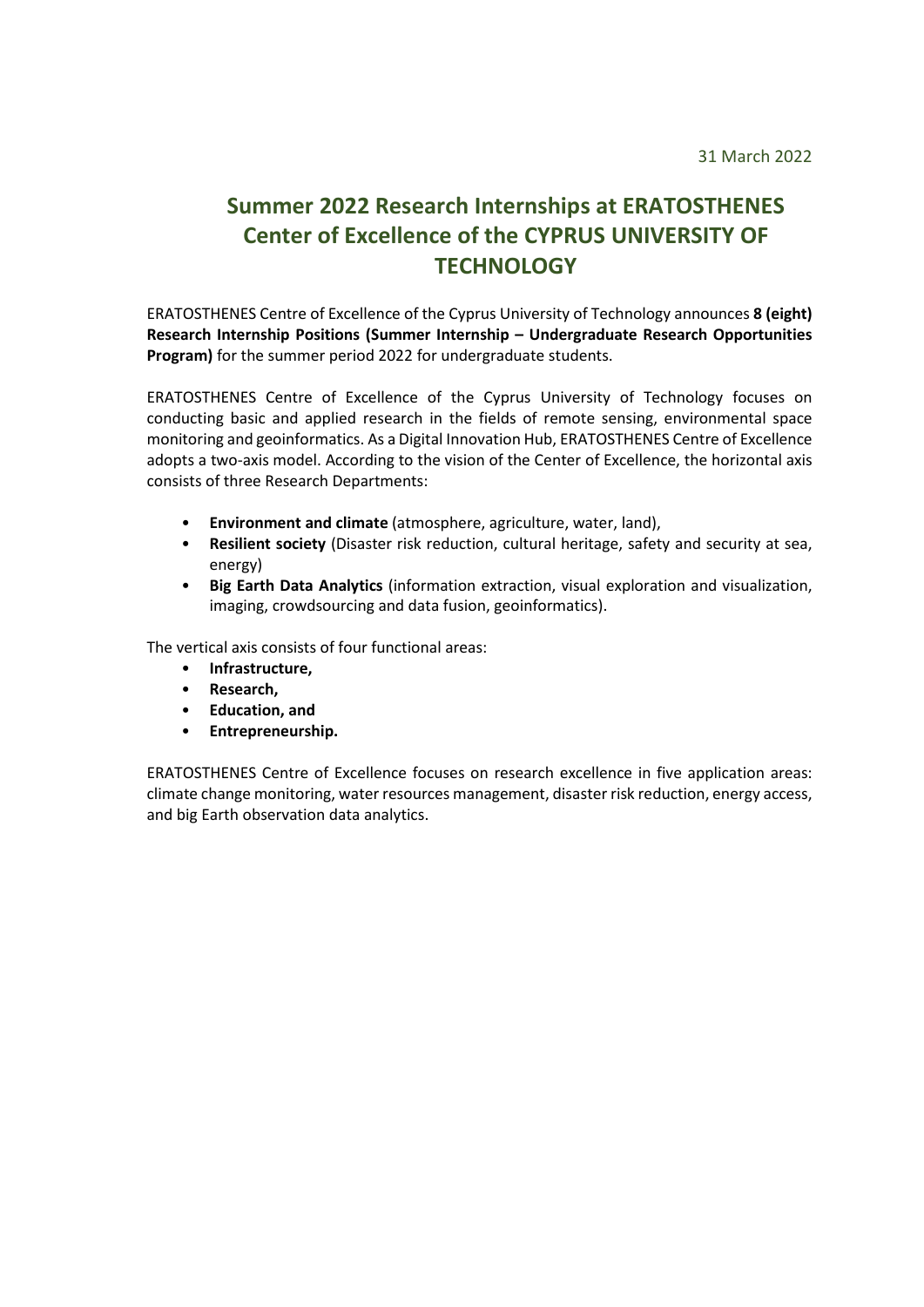31 March 2022

# Summer 2022 Research Internships at ERATOSTHENES Center of Excellence of the CYPRUS UNIVERSITY OF TECHNOLOGY

ERATOSTHENES Centre of Excellence of the Cyprus University of Technology announces **8 (eight) Research Internship Positions (Summer Internship – Undergraduate Research Opportunities Program)** for the summer period 2022 for undergraduate students.

ERATOSTHENES Centre of Excellence of the Cyprus University of Technology focuses on conducting basic and applied research in the fields of remote sensing, environmental space monitoring and geoinformatics. As a Digital Innovation Hub, ERATOSTHENES Centre of Excellence adopts a two-axis model. According to the vision of the Center of Excellence, the horizontal axis consists of three Research Departments:

- **Environment and climate** (atmosphere, agriculture, water, land),
- **Resilient society** (Disaster risk reduction, cultural heritage, safety and security at sea, energy)
- **Big Earth Data Analytics** (information extraction, visual exploration and visualization, imaging, crowdsourcing and data fusion, geoinformatics).

The vertical axis consists of four functional areas:

- **Infrastructure,**
- **Research,**
- **Education, and**
- **Entrepreneurship.**

ERATOSTHENES Centre of Excellence focuses on research excellence in five application areas: climate change monitoring, water resources management, disaster risk reduction, energy access, and big Earth observation data analytics.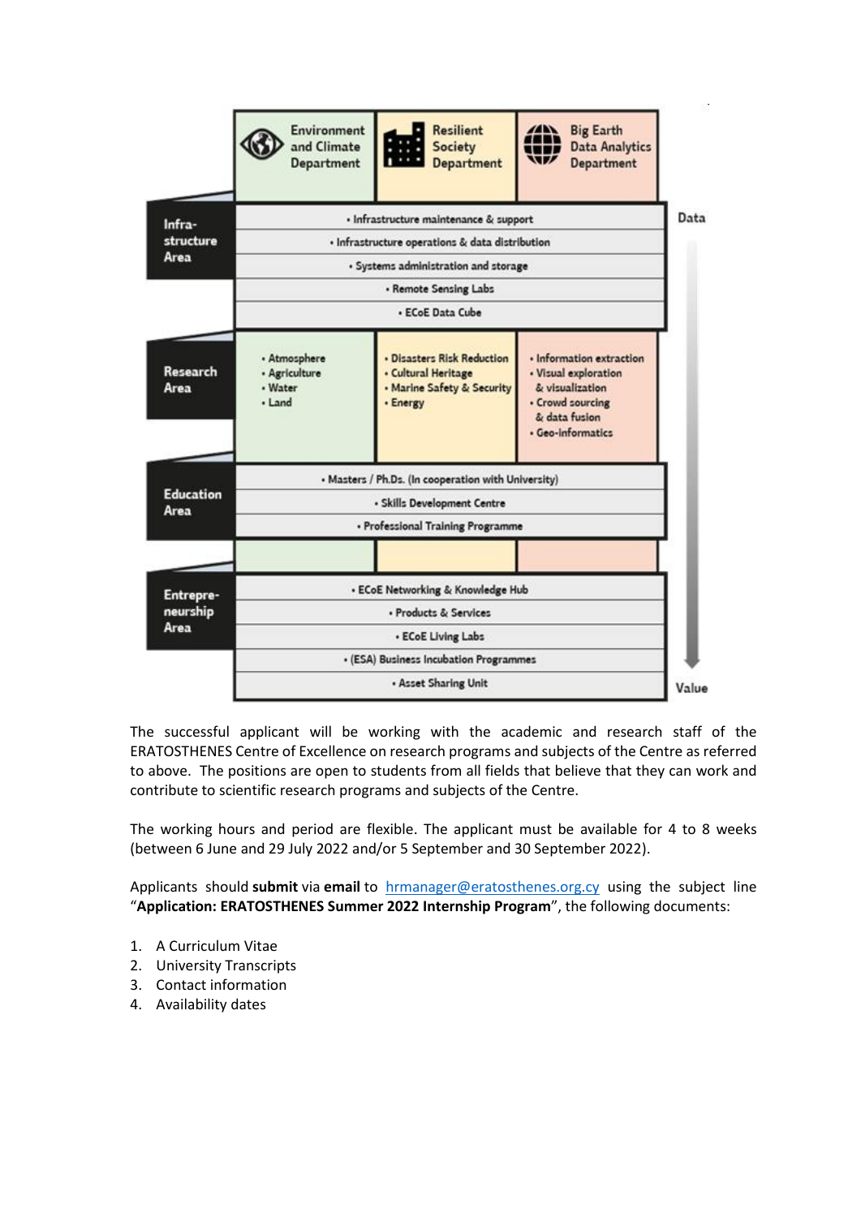| | Environment and Climate Department | Resilient Society Department | Big Earth Data Analytics Department |
|---|---|---|---|
| **Infrastructure Area** | • Infrastructure maintenance & support | | |
| | • Infrastructure operations & data distribution | | |
| | • Systems administration and storage | | |
| | • Remote Sensing Labs | | |
| | • ECoE Data Cube | | |
| **Research Area** | • Atmosphere<br>• Agriculture<br>• Water<br>• Land | • Disasters Risk Reduction<br>• Cultural Heritage<br>• Marine Safety & Security<br>• Energy | • Information extraction<br>• Visual exploration & visualization<br>• Crowd sourcing & data fusion<br>• Geo-informatics |
| **Education Area** | • Masters / Ph.Ds. (In cooperation with University) | | |
| | • Skills Development Centre | | |
| | • Professional Training Programme | | |
| **Entrepreneurship Area** | • ECoE Networking & Knowledge Hub | | |
| | • Products & Services | | |
| | • ECoE Living Labs | | |
| | • (ESA) Business Incubation Programmes | | |
| | • Asset Sharing Unit | | |

Data → Value

The successful applicant will be working with the academic and research staff of the ERATOSTHENES Centre of Excellence on research programs and subjects of the Centre as referred to above. The positions are open to students from all fields that believe that they can work and contribute to scientific research programs and subjects of the Centre.

The working hours and period are flexible. The applicant must be available for 4 to 8 weeks (between 6 June and 29 July 2022 and/or 5 September and 30 September 2022).

Applicants should **submit** via **email** to hrmanager@eratosthenes.org.cy using the subject line "**Application: ERATOSTHENES Summer 2022 Internship Program**", the following documents:

1. A Curriculum Vitae
2. University Transcripts
3. Contact information
4. Availability dates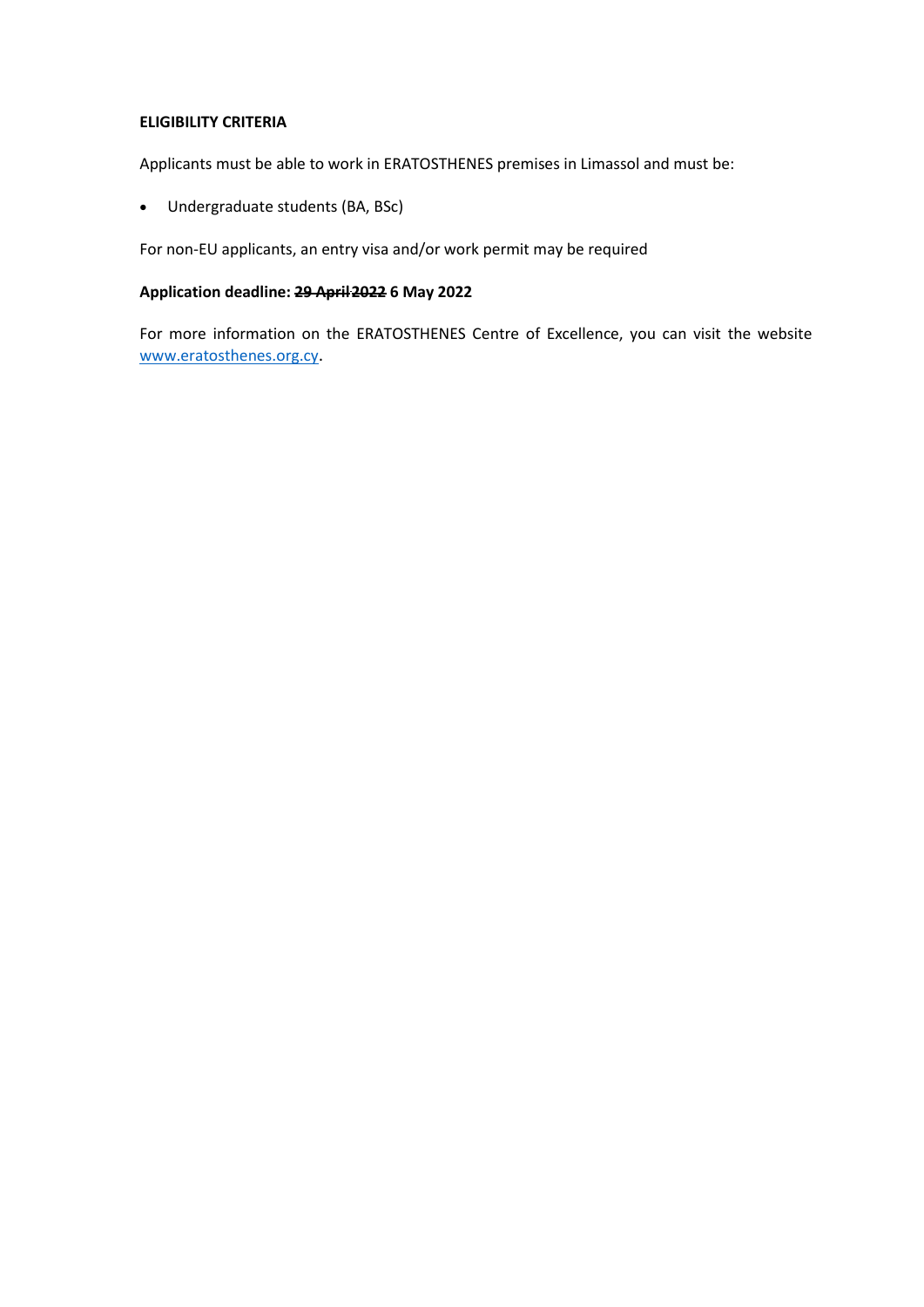**ELIGIBILITY CRITERIA**

Applicants must be able to work in ERATOSTHENES premises in Limassol and must be:

- Undergraduate students (BA, BSc)

For non-EU applicants, an entry visa and/or work permit may be required

**Application deadline: ~~29 April 2022~~ 6 May 2022**

For more information on the ERATOSTHENES Centre of Excellence, you can visit the website [www.eratosthenes.org.cy](http://www.eratosthenes.org.cy).